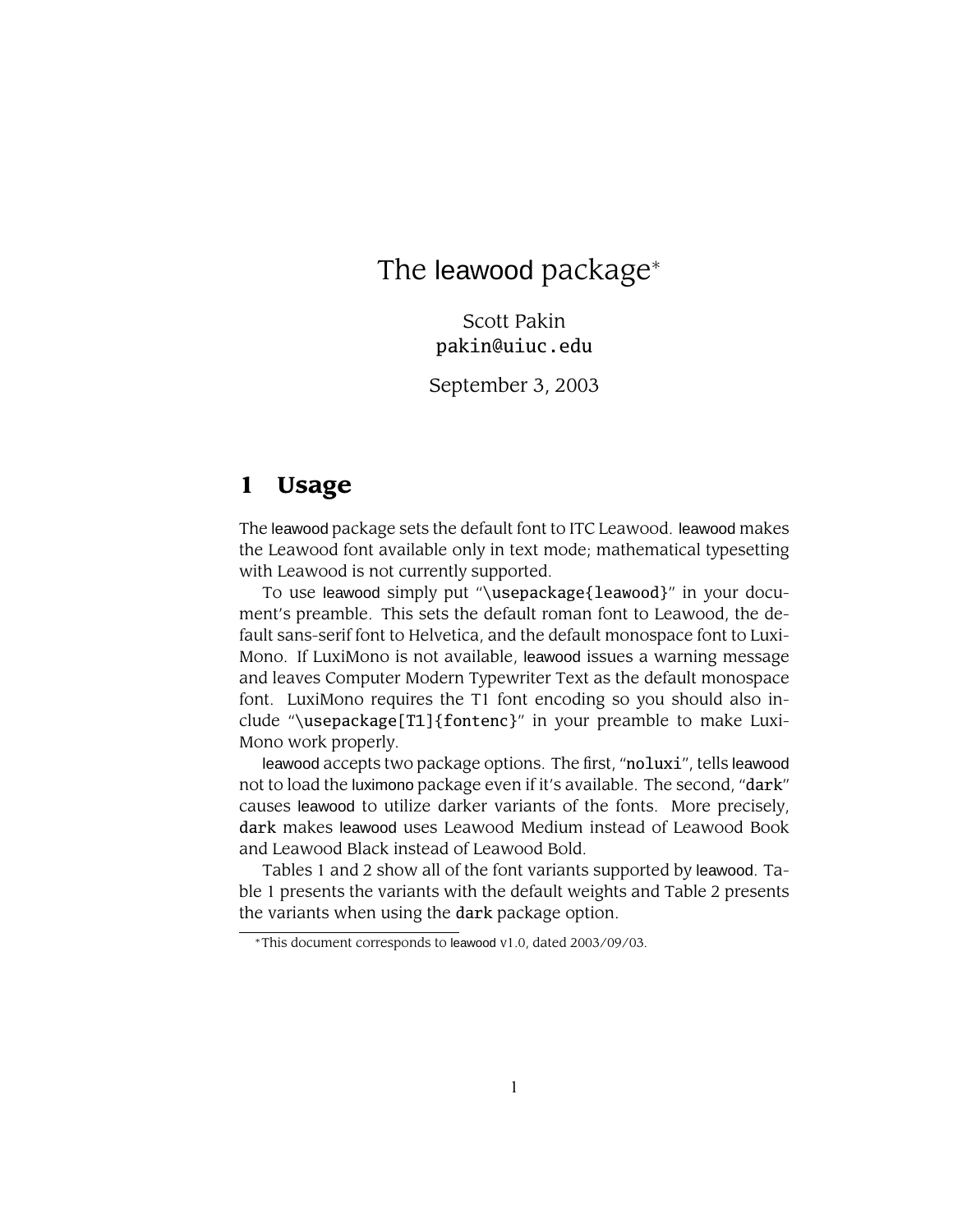# The leawood package[*]

Scott Pakin
pakin@uiuc.edu

September 3, 2003

## 1 Usage

The leawood package sets the default font to ITC Leawood. leawood makes the Leawood font available only in text mode; mathematical typesetting with Leawood is not currently supported.

To use leawood simply put "`\usepackage{leawood}`" in your document's preamble. This sets the default roman font to Leawood, the default sans-serif font to Helvetica, and the default monospace font to LuxiMono. If LuxiMono is not available, leawood issues a warning message and leaves Computer Modern Typewriter Text as the default monospace font. LuxiMono requires the T1 font encoding so you should also include "`\usepackage[T1]{fontenc}`" in your preamble to make LuxiMono work properly.

leawood accepts two package options. The first, "`noluxi`", tells leawood not to load the luximono package even if it's available. The second, "`dark`" causes leawood to utilize darker variants of the fonts. More precisely, `dark` makes leawood uses Leawood Medium instead of Leawood Book and Leawood Black instead of Leawood Bold.

Tables 1 and 2 show all of the font variants supported by leawood. Table 1 presents the variants with the default weights and Table 2 presents the variants when using the `dark` package option.

[*] This document corresponds to leawood v1.0, dated 2003/09/03.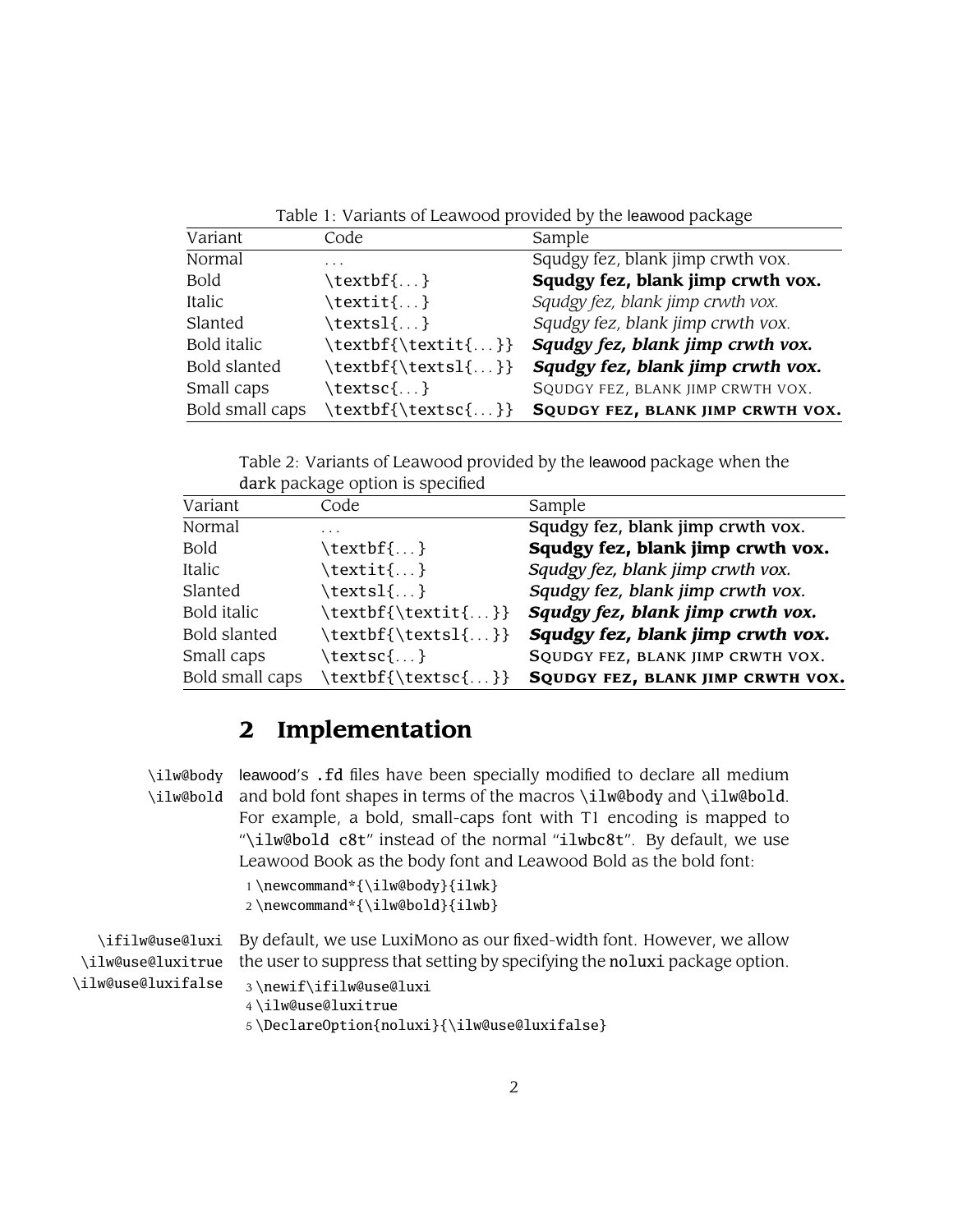Table 1: Variants of Leawood provided by the leawood package

| Variant | Code | Sample |
|---|---|---|
| Normal | ... | Squdgy fez, blank jimp crwth vox. |
| Bold | `\textbf{...}` | **Squdgy fez, blank jimp crwth vox.** |
| Italic | `\textit{...}` | *Squdgy fez, blank jimp crwth vox.* |
| Slanted | `\textsl{...}` | *Squdgy fez, blank jimp crwth vox.* |
| Bold italic | `\textbf{\textit{...}}` | ***Squdgy fez, blank jimp crwth vox.*** |
| Bold slanted | `\textbf{\textsl{...}}` | ***Squdgy fez, blank jimp crwth vox.*** |
| Small caps | `\textsc{...}` | SQUDGY FEZ, BLANK JIMP CRWTH VOX. |
| Bold small caps | `\textbf{\textsc{...}}` | **SQUDGY FEZ, BLANK JIMP CRWTH VOX.** |

Table 2: Variants of Leawood provided by the leawood package when the `dark` package option is specified

| Variant | Code | Sample |
|---|---|---|
| Normal | ... | Squdgy fez, blank jimp crwth vox. |
| Bold | `\textbf{...}` | **Squdgy fez, blank jimp crwth vox.** |
| Italic | `\textit{...}` | *Squdgy fez, blank jimp crwth vox.* |
| Slanted | `\textsl{...}` | *Squdgy fez, blank jimp crwth vox.* |
| Bold italic | `\textbf{\textit{...}}` | ***Squdgy fez, blank jimp crwth vox.*** |
| Bold slanted | `\textbf{\textsl{...}}` | ***Squdgy fez, blank jimp crwth vox.*** |
| Small caps | `\textsc{...}` | SQUDGY FEZ, BLANK JIMP CRWTH VOX. |
| Bold small caps | `\textbf{\textsc{...}}` | **SQUDGY FEZ, BLANK JIMP CRWTH VOX.** |

## 2 Implementation

`\ilw@body` `\ilw@bold`

leawood's `.fd` files have been specially modified to declare all medium and bold font shapes in terms of the macros `\ilw@body` and `\ilw@bold`. For example, a bold, small-caps font with T1 encoding is mapped to "`\ilw@bold c8t`" instead of the normal "`ilwbc8t`". By default, we use Leawood Book as the body font and Leawood Bold as the bold font:

```
1 \newcommand*{\ilw@body}{ilwk}
2 \newcommand*{\ilw@bold}{ilwb}
```

`\ifilw@use@luxi` `\ilw@use@luxitrue` `\ilw@use@luxifalse`

By default, we use LuxiMono as our fixed-width font. However, we allow the user to suppress that setting by specifying the `noluxi` package option.

```
3 \newif\ifilw@use@luxi
4 \ilw@use@luxitrue
5 \DeclareOption{noluxi}{\ilw@use@luxifalse}
```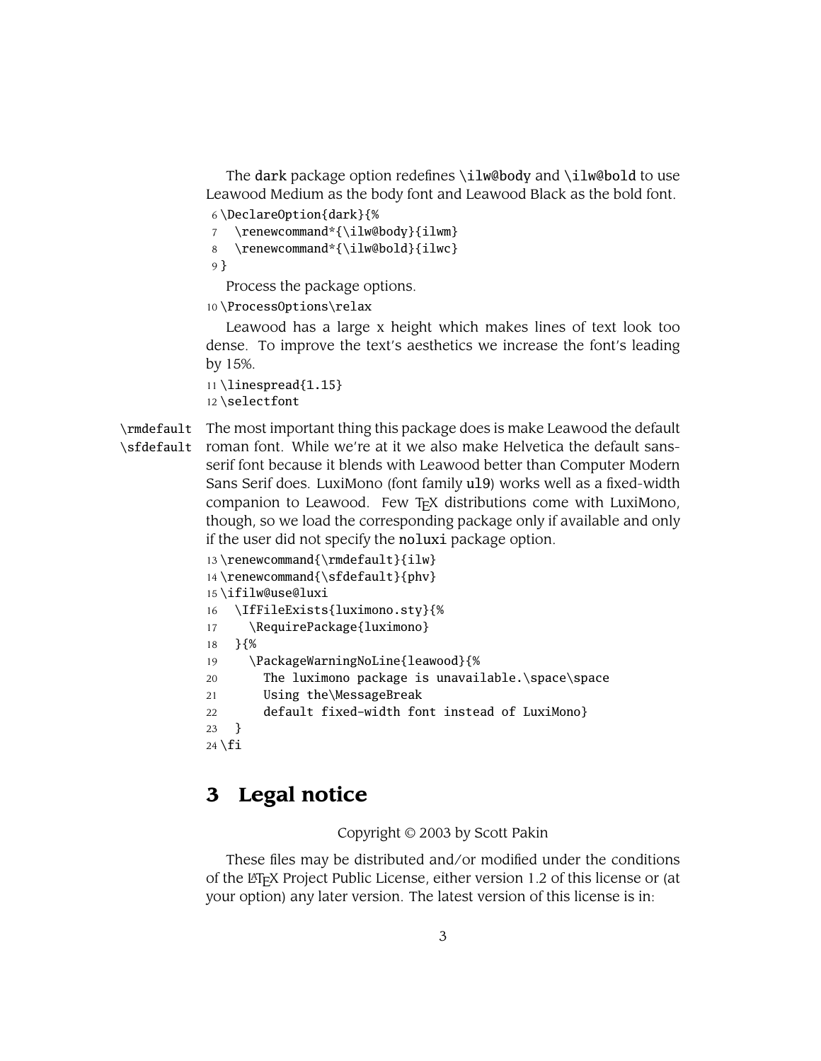The `dark` package option redefines `\ilw@body` and `\ilw@bold` to use Leawood Medium as the body font and Leawood Black as the bold font.

```
6 \DeclareOption{dark}{%
7   \renewcommand*{\ilw@body}{ilwm}
8   \renewcommand*{\ilw@bold}{ilwc}
9 }
```

Process the package options.

```
10 \ProcessOptions\relax
```

Leawood has a large x height which makes lines of text look too dense. To improve the text's aesthetics we increase the font's leading by 15%.

```
11 \linespread{1.15}
12 \selectfont
```

`\rmdefault` `\sfdefault` The most important thing this package does is make Leawood the default roman font. While we're at it we also make Helvetica the default sans-serif font because it blends with Leawood better than Computer Modern Sans Serif does. LuxiMono (font family `ul9`) works well as a fixed-width companion to Leawood. Few TEX distributions come with LuxiMono, though, so we load the corresponding package only if available and only if the user did not specify the `noluxi` package option.

```
13 \renewcommand{\rmdefault}{ilw}
14 \renewcommand{\sfdefault}{phv}
15 \ifilw@use@luxi
16   \IfFileExists{luximono.sty}{%
17     \RequirePackage{luximono}
18   }{%
19     \PackageWarningNoLine{leawood}{%
20       The luximono package is unavailable.\space\space
21       Using the\MessageBreak
22       default fixed-width font instead of LuxiMono}
23   }
24 \fi
```

## 3 Legal notice

Copyright © 2003 by Scott Pakin

These files may be distributed and/or modified under the conditions of the LATEX Project Public License, either version 1.2 of this license or (at your option) any later version. The latest version of this license is in: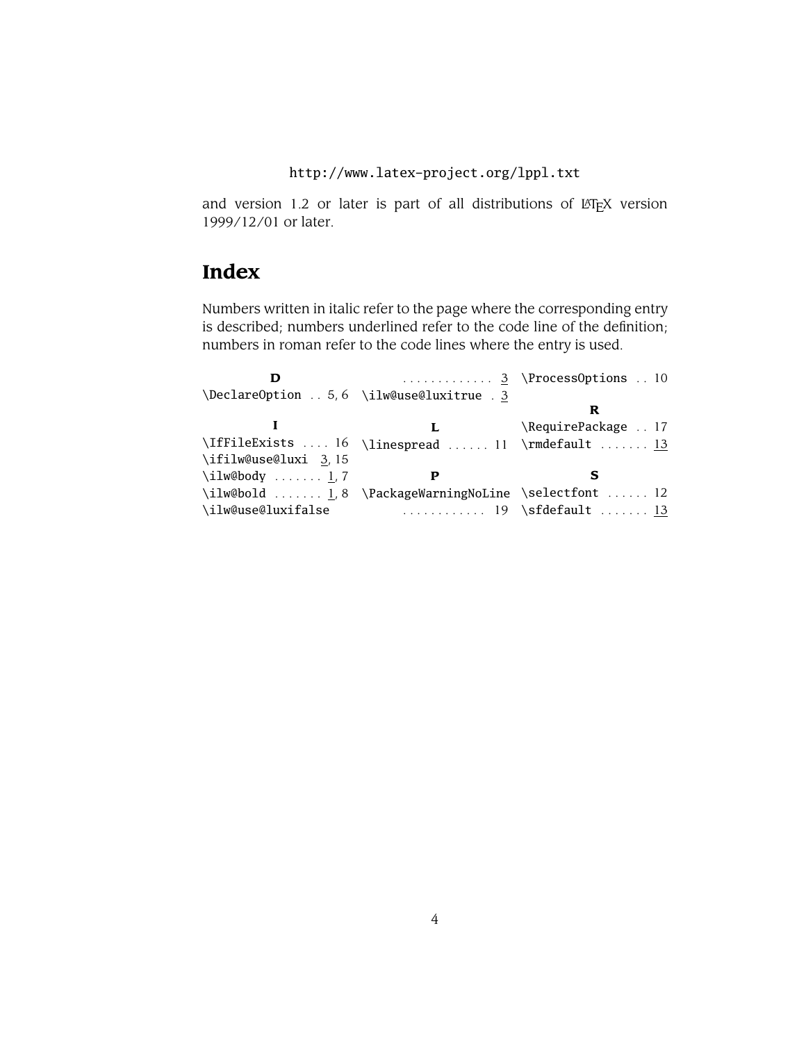http://www.latex-project.org/lppl.txt

and version 1.2 or later is part of all distributions of LaTeX version 1999/12/01 or later.

# Index

Numbers written in italic refer to the page where the corresponding entry is described; numbers underlined refer to the code line of the definition; numbers in roman refer to the code lines where the entry is used.

**D**

\DeclareOption . . 5, 6

**I**

\IfFileExists . . . . 16

\ifilw@use@luxi 3, 15

\ilw@body . . . . . . . 1, 7

\ilw@bold . . . . . . . 1, 8

\ilw@use@luxifalse . . . . . . . . . . . . . 3

\ilw@use@luxitrue . 3

**L**

\linespread . . . . . . 11

**P**

\PackageWarningNoLine . . . . . . . . . . . . 19

\ProcessOptions . . 10

**R**

\RequirePackage . . 17

\rmdefault . . . . . . . 13

**S**

\selectfont . . . . . . 12

\sfdefault . . . . . . . 13